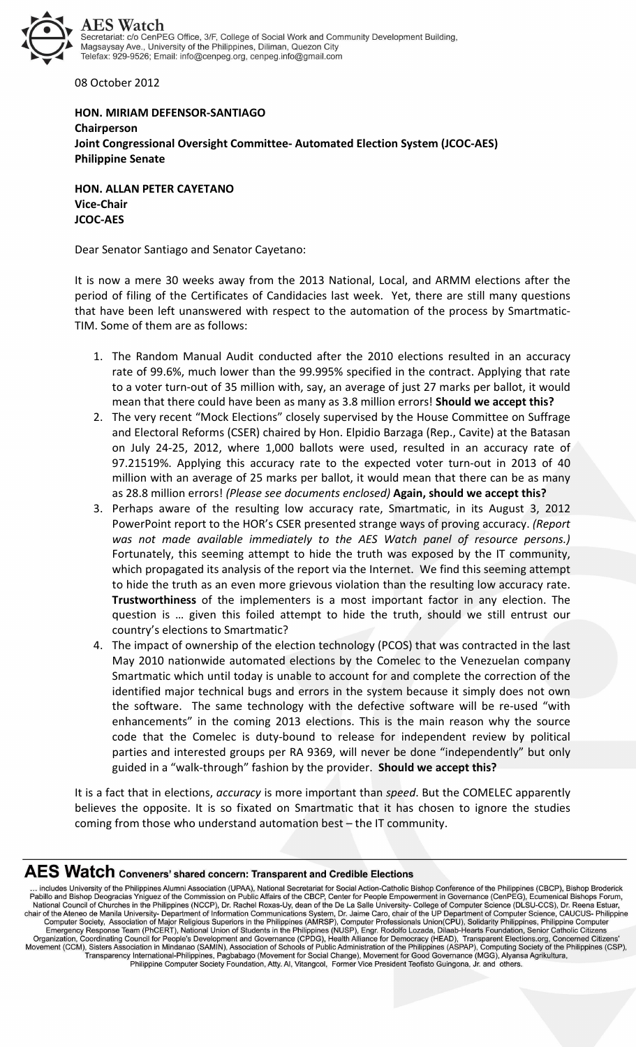**AES Watch**
Secretariat: c/o CenPEG Office, 3/F, College of Social Work and Community Development Building, Magsaysay Ave., University of the Philippines, Diliman, Quezon City
Telefax: 929-9526; Email: info@cenpeg.org, cenpeg.info@gmail.com

08 October 2012

**HON. MIRIAM DEFENSOR-SANTIAGO**
**Chairperson**
**Joint Congressional Oversight Committee- Automated Election System (JCOC-AES)**
**Philippine Senate**

**HON. ALLAN PETER CAYETANO**
**Vice-Chair**
**JCOC-AES**

Dear Senator Santiago and Senator Cayetano:

It is now a mere 30 weeks away from the 2013 National, Local, and ARMM elections after the period of filing of the Certificates of Candidacies last week. Yet, there are still many questions that have been left unanswered with respect to the automation of the process by Smartmatic-TIM. Some of them are as follows:

1. The Random Manual Audit conducted after the 2010 elections resulted in an accuracy rate of 99.6%, much lower than the 99.995% specified in the contract. Applying that rate to a voter turn-out of 35 million with, say, an average of just 27 marks per ballot, it would mean that there could have been as many as 3.8 million errors! **Should we accept this?**
2. The very recent "Mock Elections" closely supervised by the House Committee on Suffrage and Electoral Reforms (CSER) chaired by Hon. Elpidio Barzaga (Rep., Cavite) at the Batasan on July 24-25, 2012, where 1,000 ballots were used, resulted in an accuracy rate of 97.21519%. Applying this accuracy rate to the expected voter turn-out in 2013 of 40 million with an average of 25 marks per ballot, it would mean that there can be as many as 28.8 million errors! *(Please see documents enclosed)* **Again, should we accept this?**
3. Perhaps aware of the resulting low accuracy rate, Smartmatic, in its August 3, 2012 PowerPoint report to the HOR's CSER presented strange ways of proving accuracy. *(Report was not made available immediately to the AES Watch panel of resource persons.)* Fortunately, this seeming attempt to hide the truth was exposed by the IT community, which propagated its analysis of the report via the Internet. We find this seeming attempt to hide the truth as an even more grievous violation than the resulting low accuracy rate. **Trustworthiness** of the implementers is a most important factor in any election. The question is … given this foiled attempt to hide the truth, should we still entrust our country's elections to Smartmatic?
4. The impact of ownership of the election technology (PCOS) that was contracted in the last May 2010 nationwide automated elections by the Comelec to the Venezuelan company Smartmatic which until today is unable to account for and complete the correction of the identified major technical bugs and errors in the system because it simply does not own the software. The same technology with the defective software will be re-used "with enhancements" in the coming 2013 elections. This is the main reason why the source code that the Comelec is duty-bound to release for independent review by political parties and interested groups per RA 9369, will never be done "independently" but only guided in a "walk-through" fashion by the provider. **Should we accept this?**

It is a fact that in elections, *accuracy* is more important than *speed*. But the COMELEC apparently believes the opposite. It is so fixated on Smartmatic that it has chosen to ignore the studies coming from those who understand automation best – the IT community.

---

**AES Watch Conveners' shared concern: Transparent and Credible Elections**

… includes University of the Philippines Alumni Association (UPAA), National Secretariat for Social Action-Catholic Bishop Conference of the Philippines (CBCP), Bishop Broderick Pabillo and Bishop Deogracias Yniguez of the Commission on Public Affairs of the CBCP, Center for People Empowerment in Governance (CenPEG), Ecumenical Bishops Forum, National Council of Churches in the Philippines (NCCP), Dr. Rachel Roxas-Uy, dean of the De La Salle University- College of Computer Science (DLSU-CCS), Dr. Reena Estuar, chair of the Ateneo de Manila University- Department of Information Communications System, Dr. Jaime Caro, chair of the UP Department of Computer Science, CAUCUS- Philippine Computer Society, Association of Major Religious Superiors in the Philippines (AMRSP), Computer Professionals Union(CPU), Solidarity Philippines, Philippine Computer Emergency Response Team (PhCERT), National Union of Students in the Philippines (NUSP), Engr. Rodolfo Lozada, Dilaab-Hearts Foundation, Senior Catholic Citizens Organization, Coordinating Council for People's Development and Governance (CPDG), Health Alliance for Democracy (HEAD), Transparent Elections.org, Concerned Citizens' Movement (CCM), Sisters Association in Mindanao (SAMIN), Association of Schools of Public Administration of the Philippines (ASPAP), Computing Society of the Philippines (CSP), Transparency International-Philippines, Pagbabago (Movement for Social Change), Movement for Good Governance (MGG), Alyansa Agrikultura, Philippine Computer Society Foundation, Atty. Al, Vitangcol, Former Vice President Teofisto Guingona, Jr. and others.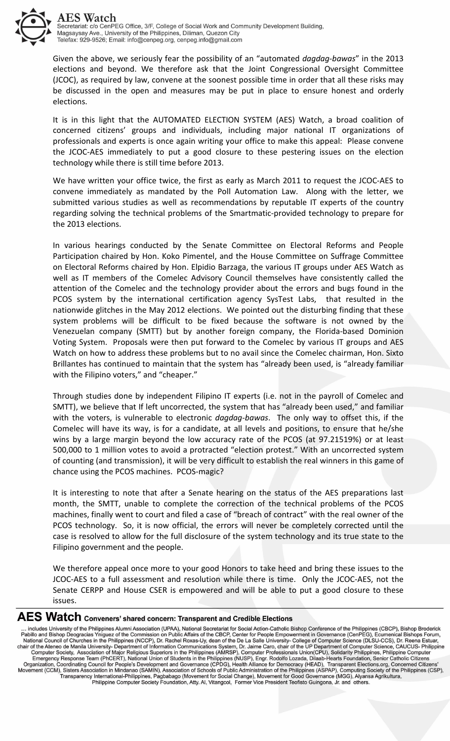Given the above, we seriously fear the possibility of an "automated *dagdag-bawas*" in the 2013 elections and beyond. We therefore ask that the Joint Congressional Oversight Committee (JCOC), as required by law, convene at the soonest possible time in order that all these risks may be discussed in the open and measures may be put in place to ensure honest and orderly elections.

It is in this light that the AUTOMATED ELECTION SYSTEM (AES) Watch, a broad coalition of concerned citizens' groups and individuals, including major national IT organizations of professionals and experts is once again writing your office to make this appeal: Please convene the JCOC-AES immediately to put a good closure to these pestering issues on the election technology while there is still time before 2013.

We have written your office twice, the first as early as March 2011 to request the JCOC-AES to convene immediately as mandated by the Poll Automation Law. Along with the letter, we submitted various studies as well as recommendations by reputable IT experts of the country regarding solving the technical problems of the Smartmatic-provided technology to prepare for the 2013 elections.

In various hearings conducted by the Senate Committee on Electoral Reforms and People Participation chaired by Hon. Koko Pimentel, and the House Committee on Suffrage Committee on Electoral Reforms chaired by Hon. Elpidio Barzaga, the various IT groups under AES Watch as well as IT members of the Comelec Advisory Council themselves have consistently called the attention of the Comelec and the technology provider about the errors and bugs found in the PCOS system by the international certification agency SysTest Labs, that resulted in the nationwide glitches in the May 2012 elections. We pointed out the disturbing finding that these system problems will be difficult to be fixed because the software is not owned by the Venezuelan company (SMTT) but by another foreign company, the Florida-based Dominion Voting System. Proposals were then put forward to the Comelec by various IT groups and AES Watch on how to address these problems but to no avail since the Comelec chairman, Hon. Sixto Brillantes has continued to maintain that the system has "already been used, is "already familiar with the Filipino voters," and "cheaper."

Through studies done by independent Filipino IT experts (i.e. not in the payroll of Comelec and SMTT), we believe that If left uncorrected, the system that has "already been used," and familiar with the voters, is vulnerable to electronic *dagdag-bawas*. The only way to offset this, if the Comelec will have its way, is for a candidate, at all levels and positions, to ensure that he/she wins by a large margin beyond the low accuracy rate of the PCOS (at 97.21519%) or at least 500,000 to 1 million votes to avoid a protracted "election protest." With an uncorrected system of counting (and transmission), it will be very difficult to establish the real winners in this game of chance using the PCOS machines. PCOS-magic?

It is interesting to note that after a Senate hearing on the status of the AES preparations last month, the SMTT, unable to complete the correction of the technical problems of the PCOS machines, finally went to court and filed a case of "breach of contract" with the real owner of the PCOS technology. So, it is now official, the errors will never be completely corrected until the case is resolved to allow for the full disclosure of the system technology and its true state to the Filipino government and the people.

We therefore appeal once more to your good Honors to take heed and bring these issues to the JCOC-AES to a full assessment and resolution while there is time. Only the JCOC-AES, not the Senate CERPP and House CSER is empowered and will be able to put a good closure to these issues.

**AES Watch Conveners' shared concern: Transparent and Credible Elections**

... includes University of the Philippines Alumni Association (UPAA), National Secretariat for Social Action-Catholic Bishop Conference of the Philippines (CBCP), Bishop Broderick Pabillo and Bishop Deogracias Yniguez of the Commission on Public Affairs of the CBCP, Center for People Empowerment in Governance (CenPEG), Ecumenical Bishops Forum, National Council of Churches in the Philippines (NCCP), Dr. Rachel Roxas-Uy, dean of the De La Salle University- College of Computer Science (DLSU-CCS), Dr. Reena Estuar, chair of the Ateneo de Manila University- Department of Information Communications System, Dr. Jaime Caro, chair of the UP Department of Computer Science, CAUCUS- Philippine Computer Society, Association of Major Religious Superiors in the Philippines (AMRSP), Computer Professionals Union(CPU), Solidarity Philippines, Philippine Computer Emergency Response Team (PhCERT), National Union of Students in the Philippines (NUSP), Engr. Rodolfo Lozada, Dilaab-Hearts Foundation, Senior Catholic Citizens Organization, Coordinating Council for People's Development and Governance (CPDG), Health Alliance for Democracy (HEAD), Transparent Elections.org, Concerned Citizens' Movement (CCM), Sisters Association in Mindanao (SAMIN), Association of Schools of Public Administration of the Philippines (ASPAP), Computing Society of the Philippines (CSP), Transparency International-Philippines, Pagbabago (Movement for Social Change), Movement for Good Governance (MGG), Alyansa Agrikultura, Philippine Computer Society Foundation, Atty. Al, Vitangcol, Former Vice President Teofisto Guingona, Jr. and others.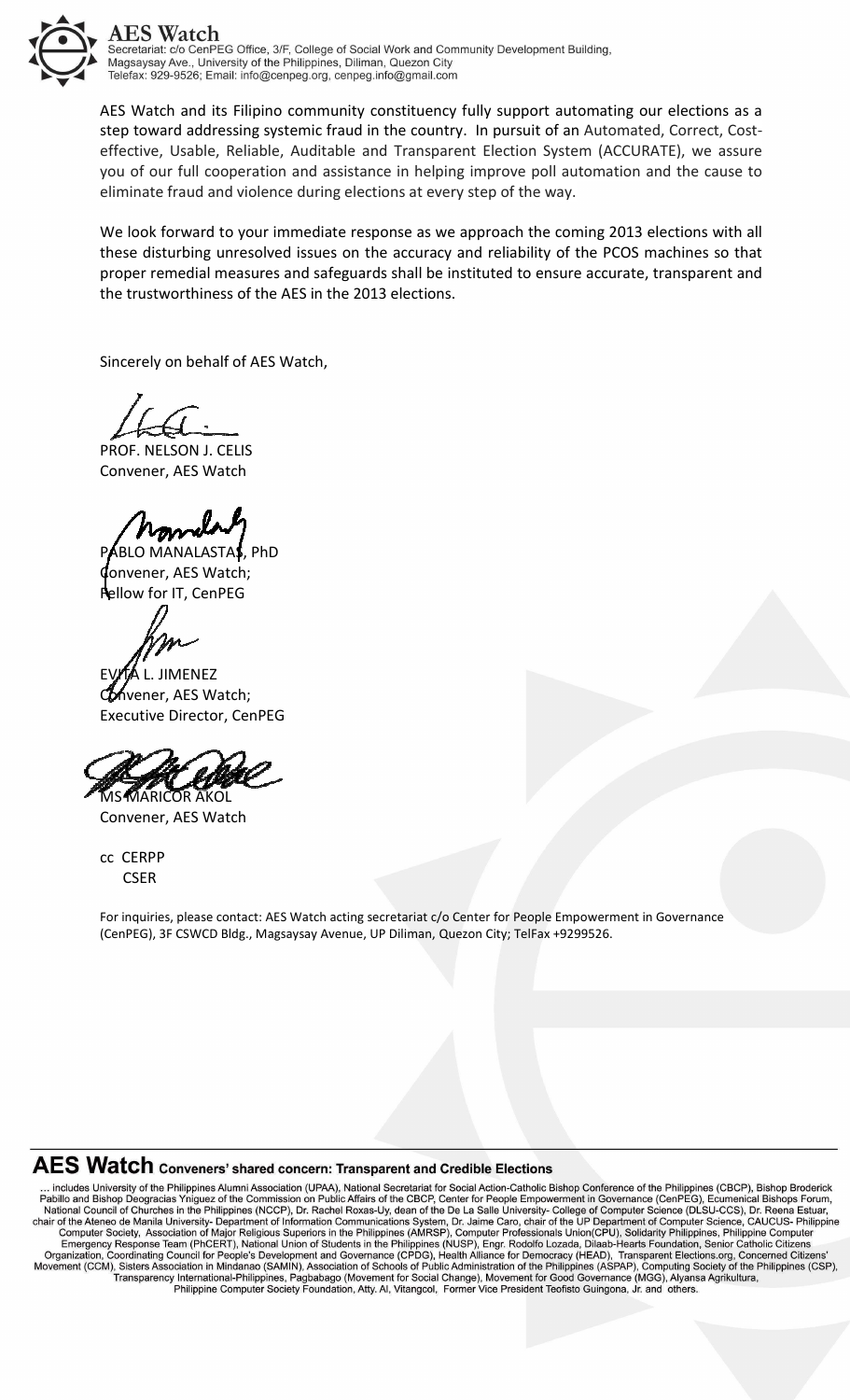**AES Watch**
Secretariat: c/o CenPEG Office, 3/F, College of Social Work and Community Development Building, Magsaysay Ave., University of the Philippines, Diliman, Quezon City
Telefax: 929-9526; Email: info@cenpeg.org, cenpeg.info@gmail.com

AES Watch and its Filipino community constituency fully support automating our elections as a step toward addressing systemic fraud in the country. In pursuit of an Automated, Correct, Cost-effective, Usable, Reliable, Auditable and Transparent Election System (ACCURATE), we assure you of our full cooperation and assistance in helping improve poll automation and the cause to eliminate fraud and violence during elections at every step of the way.

We look forward to your immediate response as we approach the coming 2013 elections with all these disturbing unresolved issues on the accuracy and reliability of the PCOS machines so that proper remedial measures and safeguards shall be instituted to ensure accurate, transparent and the trustworthiness of the AES in the 2013 elections.

Sincerely on behalf of AES Watch,

PROF. NELSON J. CELIS
Convener, AES Watch

PABLO MANALASTAS, PhD
Convener, AES Watch;
Fellow for IT, CenPEG

EVITA L. JIMENEZ
Convener, AES Watch;
Executive Director, CenPEG

MS MARICOR AKOL
Convener, AES Watch

cc CERPP
CSER

For inquiries, please contact: AES Watch acting secretariat c/o Center for People Empowerment in Governance (CenPEG), 3F CSWCD Bldg., Magsaysay Avenue, UP Diliman, Quezon City; TelFax +9299526.

## AES Watch Conveners' shared concern: Transparent and Credible Elections

... includes University of the Philippines Alumni Association (UPAA), National Secretariat for Social Action-Catholic Bishop Conference of the Philippines (CBCP), Bishop Broderick Pabillo and Bishop Deogracias Yniguez of the Commission on Public Affairs of the CBCP, Center for People Empowerment in Governance (CenPEG), Ecumenical Bishops Forum, National Council of Churches in the Philippines (NCCP), Dr. Rachel Roxas-Uy, dean of the De La Salle University- College of Computer Science (DLSU-CCS), Dr. Reena Estuar, chair of the Ateneo de Manila University- Department of Information Communications System, Dr. Jaime Caro, chair of the UP Department of Computer Science, CAUCUS- Philippine Computer Society, Association of Major Religious Superiors in the Philippines (AMRSP), Computer Professionals Union(CPU), Solidarity Philippines, Philippine Computer Emergency Response Team (PhCERT), National Union of Students in the Philippines (NUSP), Engr. Rodolfo Lozada, Dilaab-Hearts Foundation, Senior Catholic Citizens Organization, Coordinating Council for People's Development and Governance (CPDG), Health Alliance for Democracy (HEAD), Transparent Elections.org, Concerned Citizens' Movement (CCM), Sisters Association in Mindanao (SAMIN), Association of Schools of Public Administration of the Philippines (ASPAP), Computing Society of the Philippines (CSP), Transparency International-Philippines, Pagbabago (Movement for Social Change), Movement for Good Governance (MGG), Alyansa Agrikultura, Philippine Computer Society Foundation, Atty. Al, Vitangcol, Former Vice President Teofisto Guingona, Jr. and others.